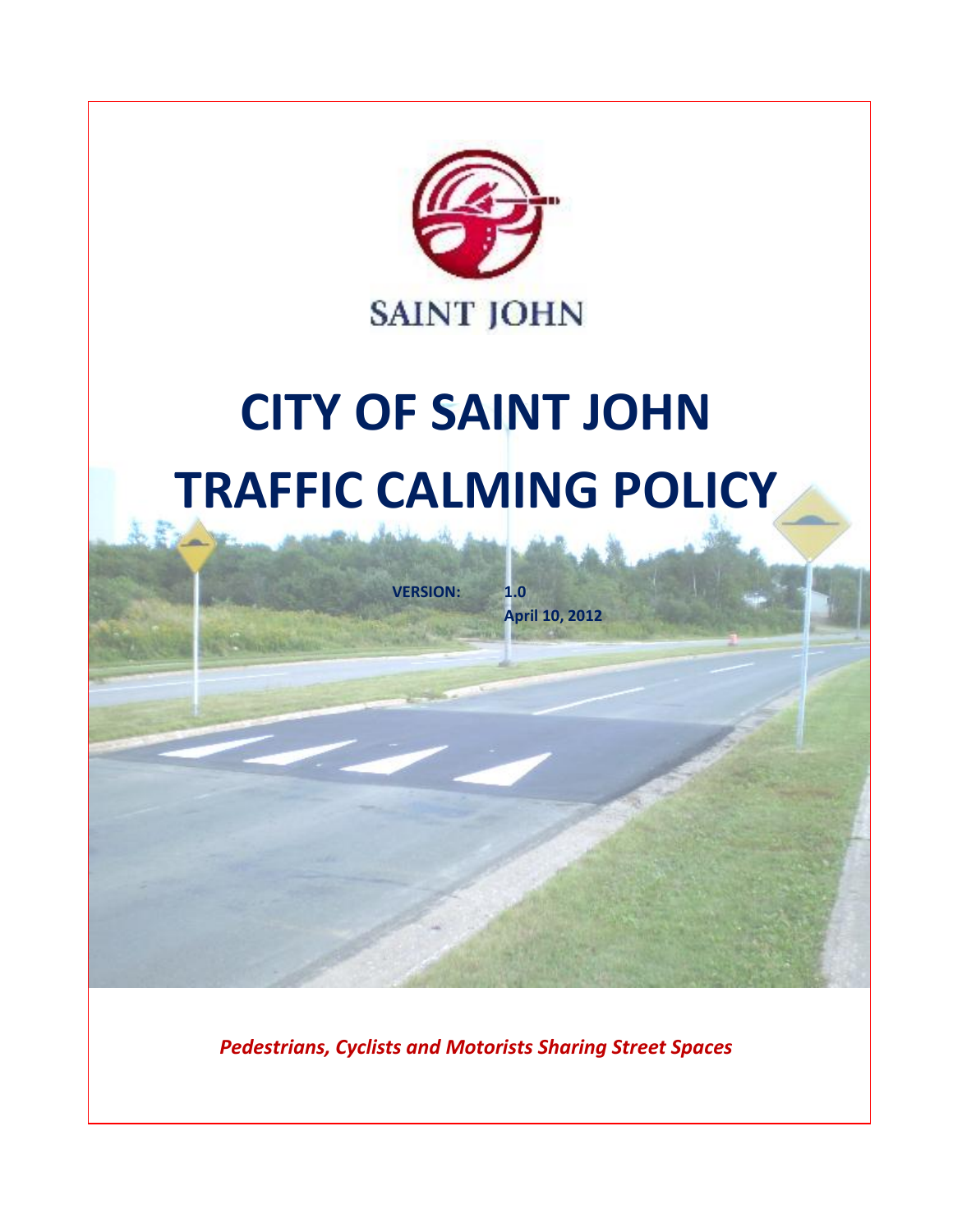SAINT JOHN

# CITY OF SAINT JOHN
# TRAFFIC CALMING POLICY

**VERSION:** **1.0**
**April 10, 2012**

***Pedestrians, Cyclists and Motorists Sharing Street Spaces***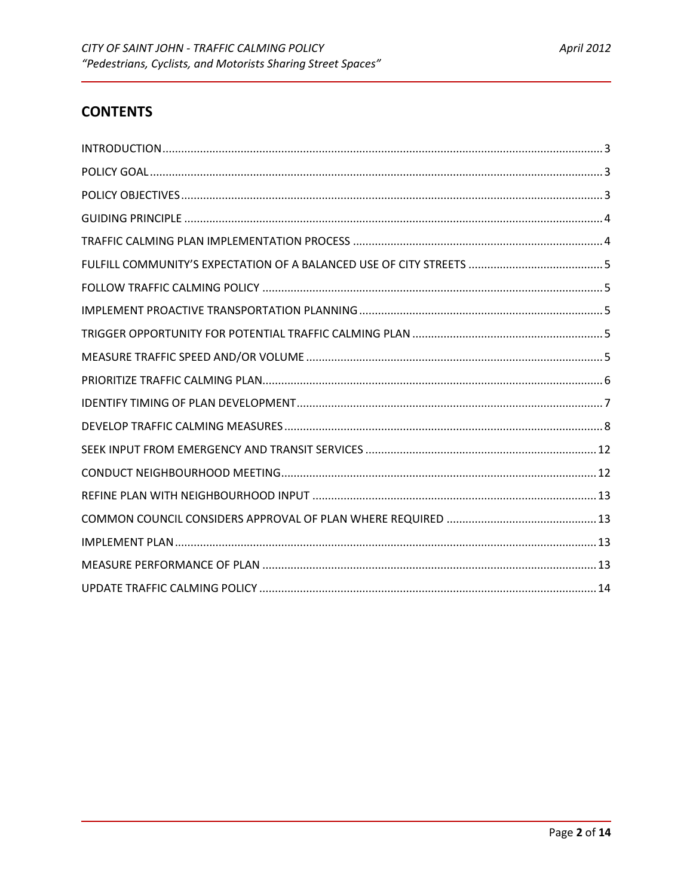## CONTENTS

INTRODUCTION.......... 3
POLICY GOAL.......... 3
POLICY OBJECTIVES.......... 3
GUIDING PRINCIPLE.......... 4
TRAFFIC CALMING PLAN IMPLEMENTATION PROCESS.......... 4
FULFILL COMMUNITY'S EXPECTATION OF A BALANCED USE OF CITY STREETS.......... 5
FOLLOW TRAFFIC CALMING POLICY.......... 5
IMPLEMENT PROACTIVE TRANSPORTATION PLANNING.......... 5
TRIGGER OPPORTUNITY FOR POTENTIAL TRAFFIC CALMING PLAN.......... 5
MEASURE TRAFFIC SPEED AND/OR VOLUME.......... 5
PRIORITIZE TRAFFIC CALMING PLAN.......... 6
IDENTIFY TIMING OF PLAN DEVELOPMENT.......... 7
DEVELOP TRAFFIC CALMING MEASURES.......... 8
SEEK INPUT FROM EMERGENCY AND TRANSIT SERVICES.......... 12
CONDUCT NEIGHBOURHOOD MEETING.......... 12
REFINE PLAN WITH NEIGHBOURHOOD INPUT.......... 13
COMMON COUNCIL CONSIDERS APPROVAL OF PLAN WHERE REQUIRED.......... 13
IMPLEMENT PLAN.......... 13
MEASURE PERFORMANCE OF PLAN.......... 13
UPDATE TRAFFIC CALMING POLICY.......... 14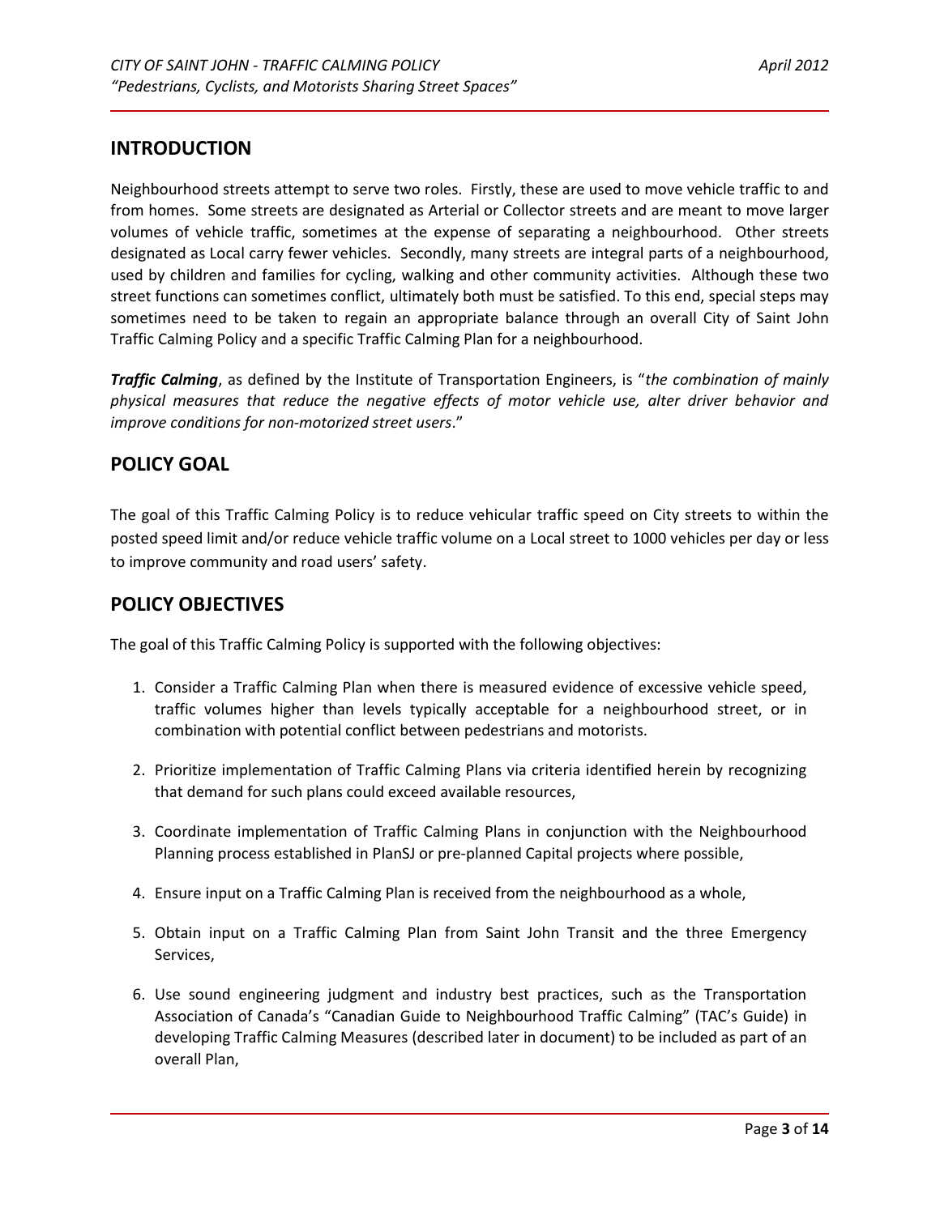## INTRODUCTION

Neighbourhood streets attempt to serve two roles. Firstly, these are used to move vehicle traffic to and from homes. Some streets are designated as Arterial or Collector streets and are meant to move larger volumes of vehicle traffic, sometimes at the expense of separating a neighbourhood. Other streets designated as Local carry fewer vehicles. Secondly, many streets are integral parts of a neighbourhood, used by children and families for cycling, walking and other community activities. Although these two street functions can sometimes conflict, ultimately both must be satisfied. To this end, special steps may sometimes need to be taken to regain an appropriate balance through an overall City of Saint John Traffic Calming Policy and a specific Traffic Calming Plan for a neighbourhood.

***Traffic Calming***, as defined by the Institute of Transportation Engineers, is "*the combination of mainly physical measures that reduce the negative effects of motor vehicle use, alter driver behavior and improve conditions for non-motorized street users*."

## POLICY GOAL

The goal of this Traffic Calming Policy is to reduce vehicular traffic speed on City streets to within the posted speed limit and/or reduce vehicle traffic volume on a Local street to 1000 vehicles per day or less to improve community and road users' safety.

## POLICY OBJECTIVES

The goal of this Traffic Calming Policy is supported with the following objectives:

1. Consider a Traffic Calming Plan when there is measured evidence of excessive vehicle speed, traffic volumes higher than levels typically acceptable for a neighbourhood street, or in combination with potential conflict between pedestrians and motorists.

2. Prioritize implementation of Traffic Calming Plans via criteria identified herein by recognizing that demand for such plans could exceed available resources,

3. Coordinate implementation of Traffic Calming Plans in conjunction with the Neighbourhood Planning process established in PlanSJ or pre-planned Capital projects where possible,

4. Ensure input on a Traffic Calming Plan is received from the neighbourhood as a whole,

5. Obtain input on a Traffic Calming Plan from Saint John Transit and the three Emergency Services,

6. Use sound engineering judgment and industry best practices, such as the Transportation Association of Canada's "Canadian Guide to Neighbourhood Traffic Calming" (TAC's Guide) in developing Traffic Calming Measures (described later in document) to be included as part of an overall Plan,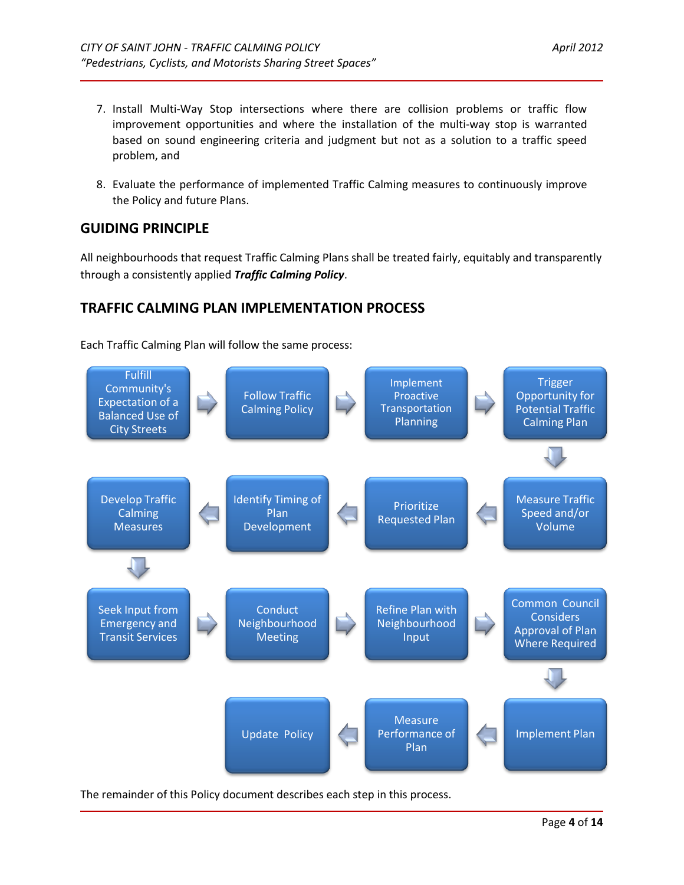7. Install Multi-Way Stop intersections where there are collision problems or traffic flow improvement opportunities and where the installation of the multi-way stop is warranted based on sound engineering criteria and judgment but not as a solution to a traffic speed problem, and

8. Evaluate the performance of implemented Traffic Calming measures to continuously improve the Policy and future Plans.

## GUIDING PRINCIPLE

All neighbourhoods that request Traffic Calming Plans shall be treated fairly, equitably and transparently through a consistently applied ***Traffic Calming Policy***.

## TRAFFIC CALMING PLAN IMPLEMENTATION PROCESS

Each Traffic Calming Plan will follow the same process:

1. Fulfill Community's Expectation of a Balanced Use of City Streets
2. Follow Traffic Calming Policy
3. Implement Proactive Transportation Planning
4. Trigger Opportunity for Potential Traffic Calming Plan
5. Measure Traffic Speed and/or Volume
6. Prioritize Requested Plan
7. Identify Timing of Plan Development
8. Develop Traffic Calming Measures
9. Seek Input from Emergency and Transit Services
10. Conduct Neighbourhood Meeting
11. Refine Plan with Neighbourhood Input
12. Common Council Considers Approval of Plan Where Required
13. Implement Plan
14. Measure Performance of Plan
15. Update Policy

The remainder of this Policy document describes each step in this process.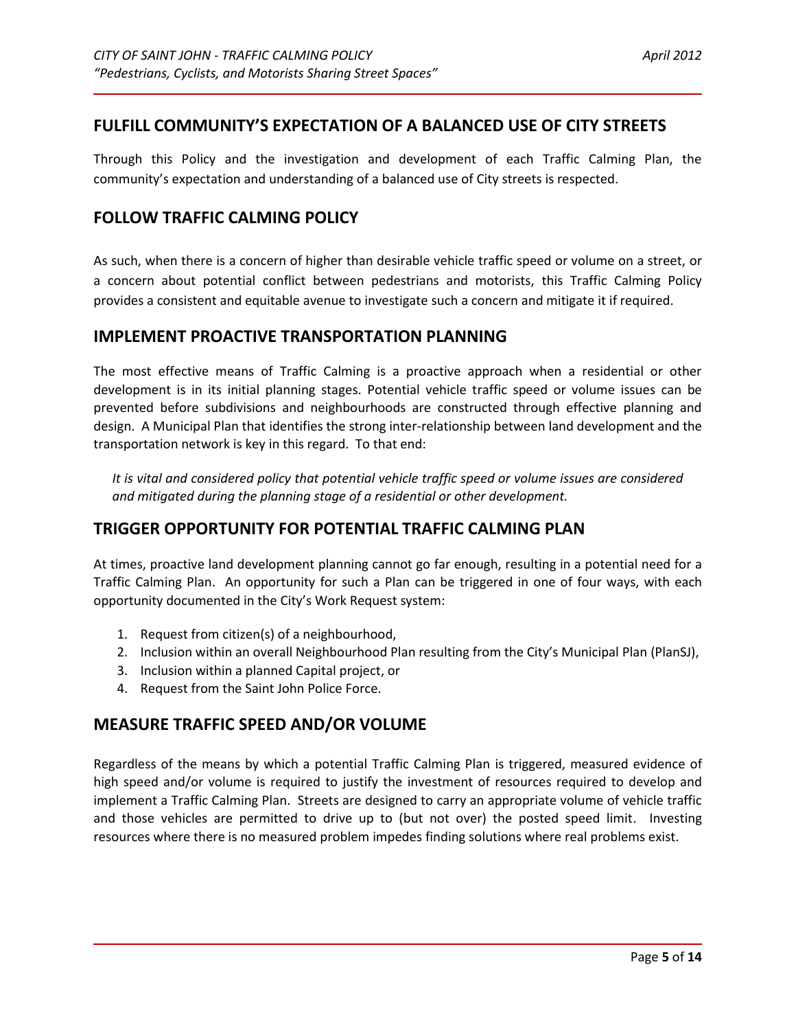## FULFILL COMMUNITY'S EXPECTATION OF A BALANCED USE OF CITY STREETS

Through this Policy and the investigation and development of each Traffic Calming Plan, the community's expectation and understanding of a balanced use of City streets is respected.

## FOLLOW TRAFFIC CALMING POLICY

As such, when there is a concern of higher than desirable vehicle traffic speed or volume on a street, or a concern about potential conflict between pedestrians and motorists, this Traffic Calming Policy provides a consistent and equitable avenue to investigate such a concern and mitigate it if required.

## IMPLEMENT PROACTIVE TRANSPORTATION PLANNING

The most effective means of Traffic Calming is a proactive approach when a residential or other development is in its initial planning stages. Potential vehicle traffic speed or volume issues can be prevented before subdivisions and neighbourhoods are constructed through effective planning and design. A Municipal Plan that identifies the strong inter-relationship between land development and the transportation network is key in this regard. To that end:

*It is vital and considered policy that potential vehicle traffic speed or volume issues are considered and mitigated during the planning stage of a residential or other development.*

## TRIGGER OPPORTUNITY FOR POTENTIAL TRAFFIC CALMING PLAN

At times, proactive land development planning cannot go far enough, resulting in a potential need for a Traffic Calming Plan. An opportunity for such a Plan can be triggered in one of four ways, with each opportunity documented in the City's Work Request system:

1. Request from citizen(s) of a neighbourhood,
2. Inclusion within an overall Neighbourhood Plan resulting from the City's Municipal Plan (PlanSJ),
3. Inclusion within a planned Capital project, or
4. Request from the Saint John Police Force.

## MEASURE TRAFFIC SPEED AND/OR VOLUME

Regardless of the means by which a potential Traffic Calming Plan is triggered, measured evidence of high speed and/or volume is required to justify the investment of resources required to develop and implement a Traffic Calming Plan. Streets are designed to carry an appropriate volume of vehicle traffic and those vehicles are permitted to drive up to (but not over) the posted speed limit. Investing resources where there is no measured problem impedes finding solutions where real problems exist.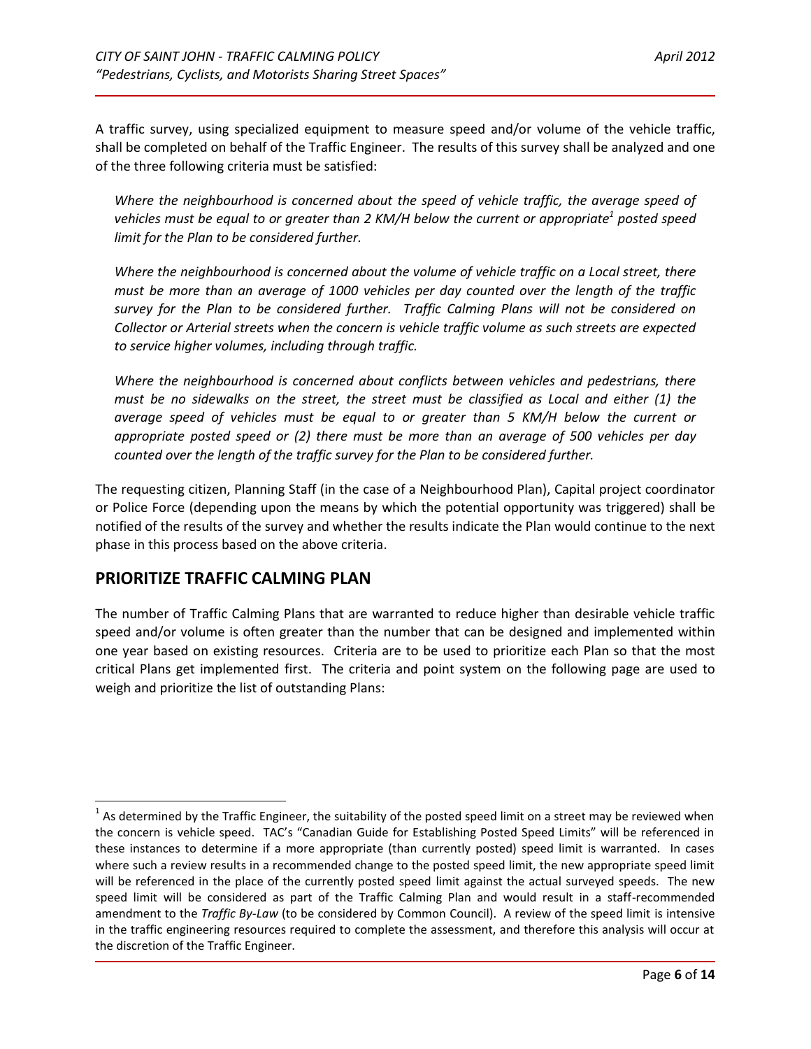A traffic survey, using specialized equipment to measure speed and/or volume of the vehicle traffic, shall be completed on behalf of the Traffic Engineer. The results of this survey shall be analyzed and one of the three following criteria must be satisfied:

> *Where the neighbourhood is concerned about the speed of vehicle traffic, the average speed of vehicles must be equal to or greater than 2 KM/H below the current or appropriate[1] posted speed limit for the Plan to be considered further.*
>
> *Where the neighbourhood is concerned about the volume of vehicle traffic on a Local street, there must be more than an average of 1000 vehicles per day counted over the length of the traffic survey for the Plan to be considered further. Traffic Calming Plans will not be considered on Collector or Arterial streets when the concern is vehicle traffic volume as such streets are expected to service higher volumes, including through traffic.*
>
> *Where the neighbourhood is concerned about conflicts between vehicles and pedestrians, there must be no sidewalks on the street, the street must be classified as Local and either (1) the average speed of vehicles must be equal to or greater than 5 KM/H below the current or appropriate posted speed or (2) there must be more than an average of 500 vehicles per day counted over the length of the traffic survey for the Plan to be considered further.*

The requesting citizen, Planning Staff (in the case of a Neighbourhood Plan), Capital project coordinator or Police Force (depending upon the means by which the potential opportunity was triggered) shall be notified of the results of the survey and whether the results indicate the Plan would continue to the next phase in this process based on the above criteria.

## PRIORITIZE TRAFFIC CALMING PLAN

The number of Traffic Calming Plans that are warranted to reduce higher than desirable vehicle traffic speed and/or volume is often greater than the number that can be designed and implemented within one year based on existing resources. Criteria are to be used to prioritize each Plan so that the most critical Plans get implemented first. The criteria and point system on the following page are used to weigh and prioritize the list of outstanding Plans:

---

[1] As determined by the Traffic Engineer, the suitability of the posted speed limit on a street may be reviewed when the concern is vehicle speed. TAC's "Canadian Guide for Establishing Posted Speed Limits" will be referenced in these instances to determine if a more appropriate (than currently posted) speed limit is warranted. In cases where such a review results in a recommended change to the posted speed limit, the new appropriate speed limit will be referenced in the place of the currently posted speed limit against the actual surveyed speeds. The new speed limit will be considered as part of the Traffic Calming Plan and would result in a staff-recommended amendment to the *Traffic By-Law* (to be considered by Common Council). A review of the speed limit is intensive in the traffic engineering resources required to complete the assessment, and therefore this analysis will occur at the discretion of the Traffic Engineer.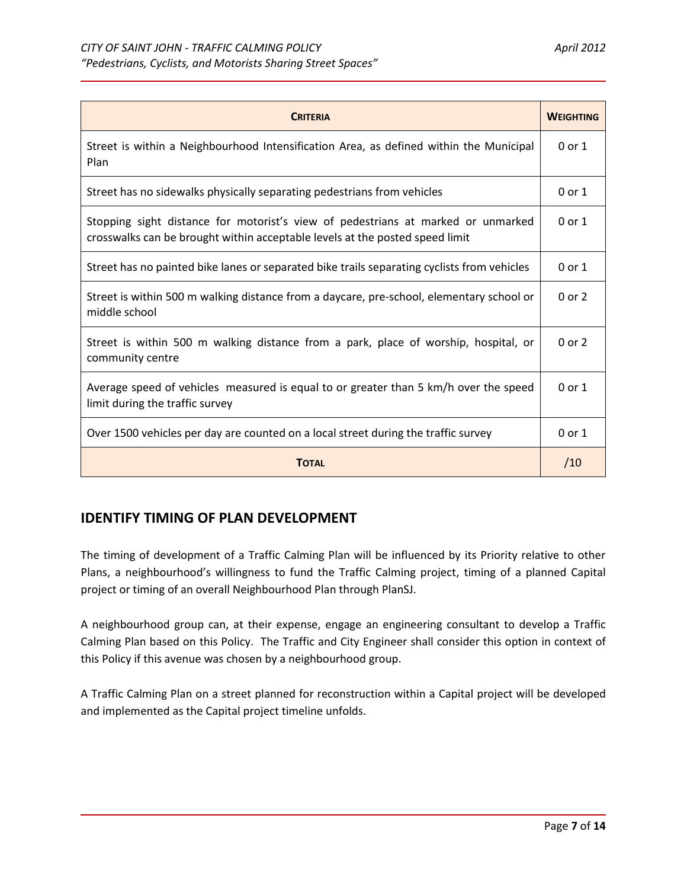| **CRITERIA** | **WEIGHTING** |
|---|---|
| Street is within a Neighbourhood Intensification Area, as defined within the Municipal Plan | 0 or 1 |
| Street has no sidewalks physically separating pedestrians from vehicles | 0 or 1 |
| Stopping sight distance for motorist's view of pedestrians at marked or unmarked crosswalks can be brought within acceptable levels at the posted speed limit | 0 or 1 |
| Street has no painted bike lanes or separated bike trails separating cyclists from vehicles | 0 or 1 |
| Street is within 500 m walking distance from a daycare, pre-school, elementary school or middle school | 0 or 2 |
| Street is within 500 m walking distance from a park, place of worship, hospital, or community centre | 0 or 2 |
| Average speed of vehicles measured is equal to or greater than 5 km/h over the speed limit during the traffic survey | 0 or 1 |
| Over 1500 vehicles per day are counted on a local street during the traffic survey | 0 or 1 |
| **TOTAL** | /10 |

## IDENTIFY TIMING OF PLAN DEVELOPMENT

The timing of development of a Traffic Calming Plan will be influenced by its Priority relative to other Plans, a neighbourhood's willingness to fund the Traffic Calming project, timing of a planned Capital project or timing of an overall Neighbourhood Plan through PlanSJ.

A neighbourhood group can, at their expense, engage an engineering consultant to develop a Traffic Calming Plan based on this Policy. The Traffic and City Engineer shall consider this option in context of this Policy if this avenue was chosen by a neighbourhood group.

A Traffic Calming Plan on a street planned for reconstruction within a Capital project will be developed and implemented as the Capital project timeline unfolds.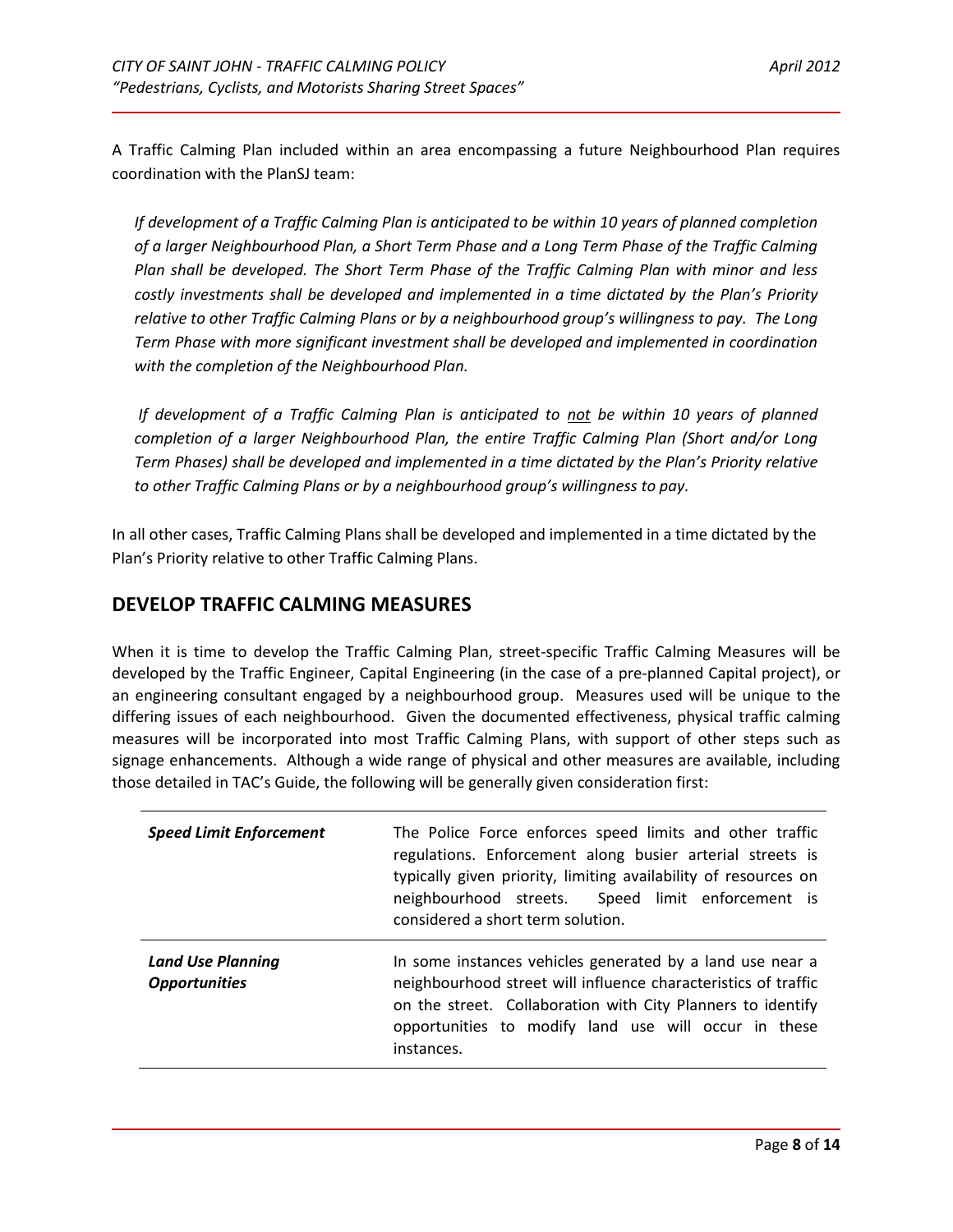A Traffic Calming Plan included within an area encompassing a future Neighbourhood Plan requires coordination with the PlanSJ team:

*If development of a Traffic Calming Plan is anticipated to be within 10 years of planned completion of a larger Neighbourhood Plan, a Short Term Phase and a Long Term Phase of the Traffic Calming Plan shall be developed. The Short Term Phase of the Traffic Calming Plan with minor and less costly investments shall be developed and implemented in a time dictated by the Plan's Priority relative to other Traffic Calming Plans or by a neighbourhood group's willingness to pay. The Long Term Phase with more significant investment shall be developed and implemented in coordination with the completion of the Neighbourhood Plan.*

*If development of a Traffic Calming Plan is anticipated to <u>not</u> be within 10 years of planned completion of a larger Neighbourhood Plan, the entire Traffic Calming Plan (Short and/or Long Term Phases) shall be developed and implemented in a time dictated by the Plan's Priority relative to other Traffic Calming Plans or by a neighbourhood group's willingness to pay.*

In all other cases, Traffic Calming Plans shall be developed and implemented in a time dictated by the Plan's Priority relative to other Traffic Calming Plans.

## DEVELOP TRAFFIC CALMING MEASURES

When it is time to develop the Traffic Calming Plan, street-specific Traffic Calming Measures will be developed by the Traffic Engineer, Capital Engineering (in the case of a pre-planned Capital project), or an engineering consultant engaged by a neighbourhood group. Measures used will be unique to the differing issues of each neighbourhood. Given the documented effectiveness, physical traffic calming measures will be incorporated into most Traffic Calming Plans, with support of other steps such as signage enhancements. Although a wide range of physical and other measures are available, including those detailed in TAC's Guide, the following will be generally given consideration first:

| | |
|---|---|
| ***Speed Limit Enforcement*** | The Police Force enforces speed limits and other traffic regulations. Enforcement along busier arterial streets is typically given priority, limiting availability of resources on neighbourhood streets. Speed limit enforcement is considered a short term solution. |
| ***Land Use Planning Opportunities*** | In some instances vehicles generated by a land use near a neighbourhood street will influence characteristics of traffic on the street. Collaboration with City Planners to identify opportunities to modify land use will occur in these instances. |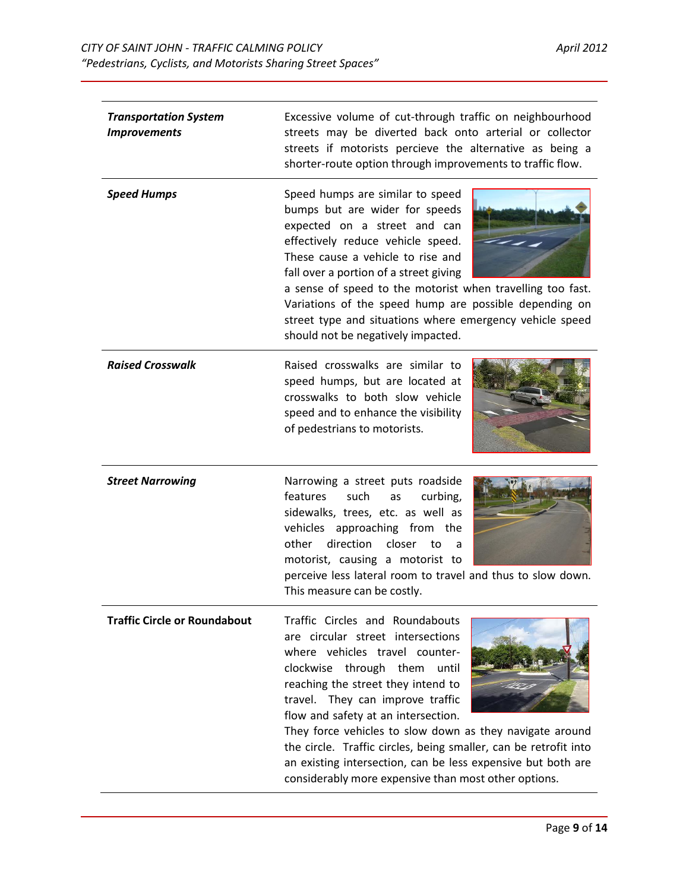| | |
|---|---|
| ***Transportation System Improvements*** | Excessive volume of cut-through traffic on neighbourhood streets may be diverted back onto arterial or collector streets if motorists percieve the alternative as being a shorter-route option through improvements to traffic flow. |
| ***Speed Humps*** | Speed humps are similar to speed bumps but are wider for speeds expected on a street and can effectively reduce vehicle speed. These cause a vehicle to rise and fall over a portion of a street giving a sense of speed to the motorist when travelling too fast. Variations of the speed hump are possible depending on street type and situations where emergency vehicle speed should not be negatively impacted. |
| ***Raised Crosswalk*** | Raised crosswalks are similar to speed humps, but are located at crosswalks to both slow vehicle speed and to enhance the visibility of pedestrians to motorists. |
| ***Street Narrowing*** | Narrowing a street puts roadside features such as curbing, sidewalks, trees, etc. as well as vehicles approaching from the other direction closer to a motorist, causing a motorist to perceive less lateral room to travel and thus to slow down. This measure can be costly. |
| **Traffic Circle or Roundabout** | Traffic Circles and Roundabouts are circular street intersections where vehicles travel counter-clockwise through them until reaching the street they intend to travel. They can improve traffic flow and safety at an intersection. They force vehicles to slow down as they navigate around the circle. Traffic circles, being smaller, can be retrofit into an existing intersection, can be less expensive but both are considerably more expensive than most other options. |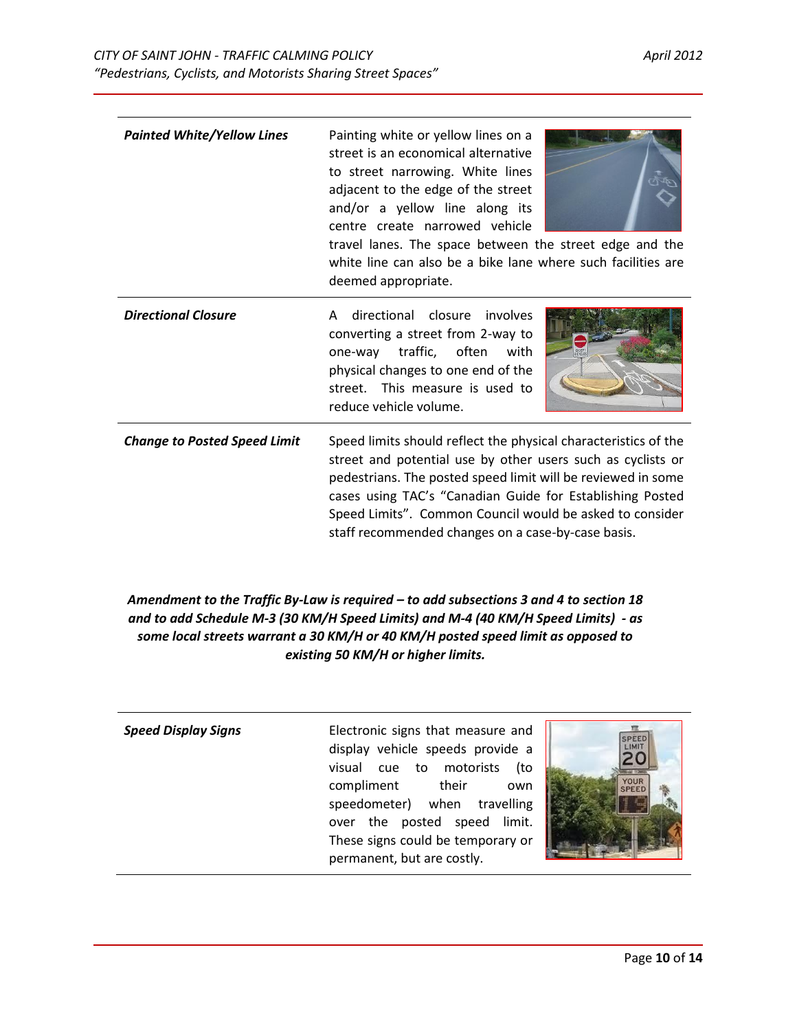| | |
|---|---|
| ***Painted White/Yellow Lines*** | Painting white or yellow lines on a street is an economical alternative to street narrowing. White lines adjacent to the edge of the street and/or a yellow line along its centre create narrowed vehicle travel lanes. The space between the street edge and the white line can also be a bike lane where such facilities are deemed appropriate. |
| ***Directional Closure*** | A directional closure involves converting a street from 2-way to one-way traffic, often with physical changes to one end of the street. This measure is used to reduce vehicle volume. |
| ***Change to Posted Speed Limit*** | Speed limits should reflect the physical characteristics of the street and potential use by other users such as cyclists or pedestrians. The posted speed limit will be reviewed in some cases using TAC's "Canadian Guide for Establishing Posted Speed Limits". Common Council would be asked to consider staff recommended changes on a case-by-case basis. |

***Amendment to the Traffic By-Law is required – to add subsections 3 and 4 to section 18 and to add Schedule M-3 (30 KM/H Speed Limits) and M-4 (40 KM/H Speed Limits) - as some local streets warrant a 30 KM/H or 40 KM/H posted speed limit as opposed to existing 50 KM/H or higher limits.***

| | |
|---|---|
| ***Speed Display Signs*** | Electronic signs that measure and display vehicle speeds provide a visual cue to motorists (to compliment their own speedometer) when travelling over the posted speed limit. These signs could be temporary or permanent, but are costly. |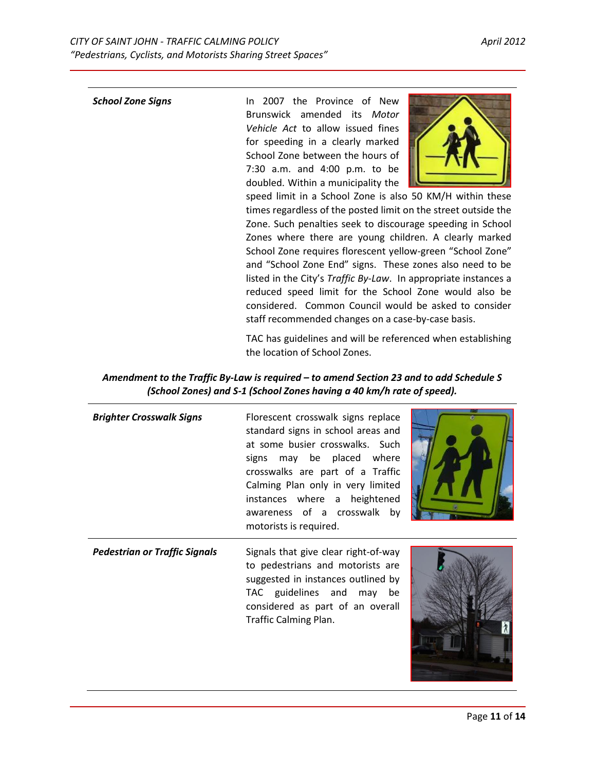| | |
|---|---|
| ***School Zone Signs*** | In 2007 the Province of New Brunswick amended its *Motor Vehicle Act* to allow issued fines for speeding in a clearly marked School Zone between the hours of 7:30 a.m. and 4:00 p.m. to be doubled. Within a municipality the speed limit in a School Zone is also 50 KM/H within these times regardless of the posted limit on the street outside the Zone. Such penalties seek to discourage speeding in School Zones where there are young children. A clearly marked School Zone requires florescent yellow-green "School Zone" and "School Zone End" signs. These zones also need to be listed in the City's *Traffic By-Law*. In appropriate instances a reduced speed limit for the School Zone would also be considered. Common Council would be asked to consider staff recommended changes on a case-by-case basis.<br><br>TAC has guidelines and will be referenced when establishing the location of School Zones. |

***Amendment to the Traffic By-Law is required – to amend Section 23 and to add Schedule S (School Zones) and S-1 (School Zones having a 40 km/h rate of speed).***

| | |
|---|---|
| ***Brighter Crosswalk Signs*** | Florescent crosswalk signs replace standard signs in school areas and at some busier crosswalks. Such signs may be placed where crosswalks are part of a Traffic Calming Plan only in very limited instances where a heightened awareness of a crosswalk by motorists is required. |
| ***Pedestrian or Traffic Signals*** | Signals that give clear right-of-way to pedestrians and motorists are suggested in instances outlined by TAC guidelines and may be considered as part of an overall Traffic Calming Plan. |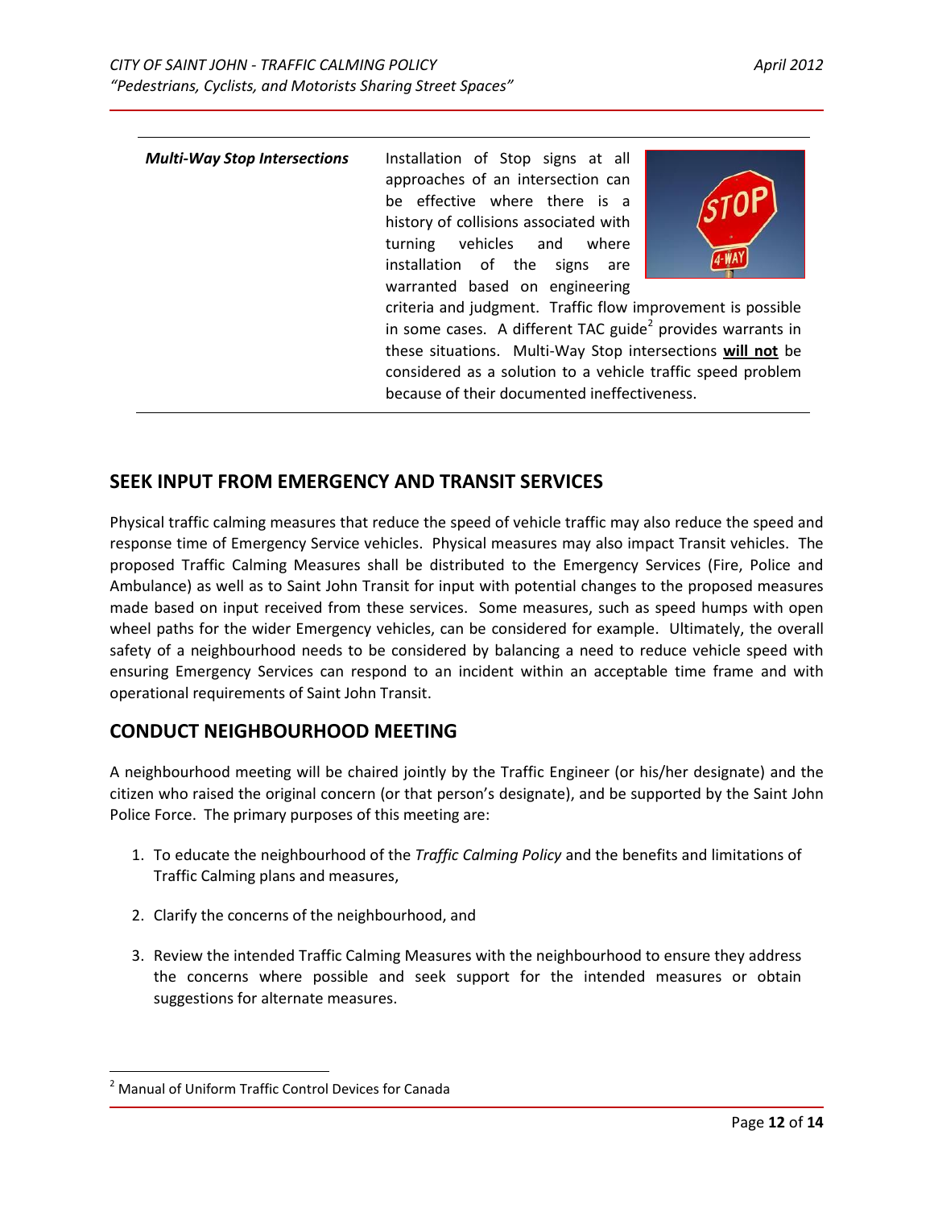| | |
|---|---|
| ***Multi-Way Stop Intersections*** | Installation of Stop signs at all approaches of an intersection can be effective where there is a history of collisions associated with turning vehicles and where installation of the signs are warranted based on engineering criteria and judgment. Traffic flow improvement is possible in some cases. A different TAC guide[2] provides warrants in these situations. Multi-Way Stop intersections **will not** be considered as a solution to a vehicle traffic speed problem because of their documented ineffectiveness. |

## SEEK INPUT FROM EMERGENCY AND TRANSIT SERVICES

Physical traffic calming measures that reduce the speed of vehicle traffic may also reduce the speed and response time of Emergency Service vehicles. Physical measures may also impact Transit vehicles. The proposed Traffic Calming Measures shall be distributed to the Emergency Services (Fire, Police and Ambulance) as well as to Saint John Transit for input with potential changes to the proposed measures made based on input received from these services. Some measures, such as speed humps with open wheel paths for the wider Emergency vehicles, can be considered for example. Ultimately, the overall safety of a neighbourhood needs to be considered by balancing a need to reduce vehicle speed with ensuring Emergency Services can respond to an incident within an acceptable time frame and with operational requirements of Saint John Transit.

## CONDUCT NEIGHBOURHOOD MEETING

A neighbourhood meeting will be chaired jointly by the Traffic Engineer (or his/her designate) and the citizen who raised the original concern (or that person's designate), and be supported by the Saint John Police Force. The primary purposes of this meeting are:

1. To educate the neighbourhood of the *Traffic Calming Policy* and the benefits and limitations of Traffic Calming plans and measures,
2. Clarify the concerns of the neighbourhood, and
3. Review the intended Traffic Calming Measures with the neighbourhood to ensure they address the concerns where possible and seek support for the intended measures or obtain suggestions for alternate measures.

---

[2] Manual of Uniform Traffic Control Devices for Canada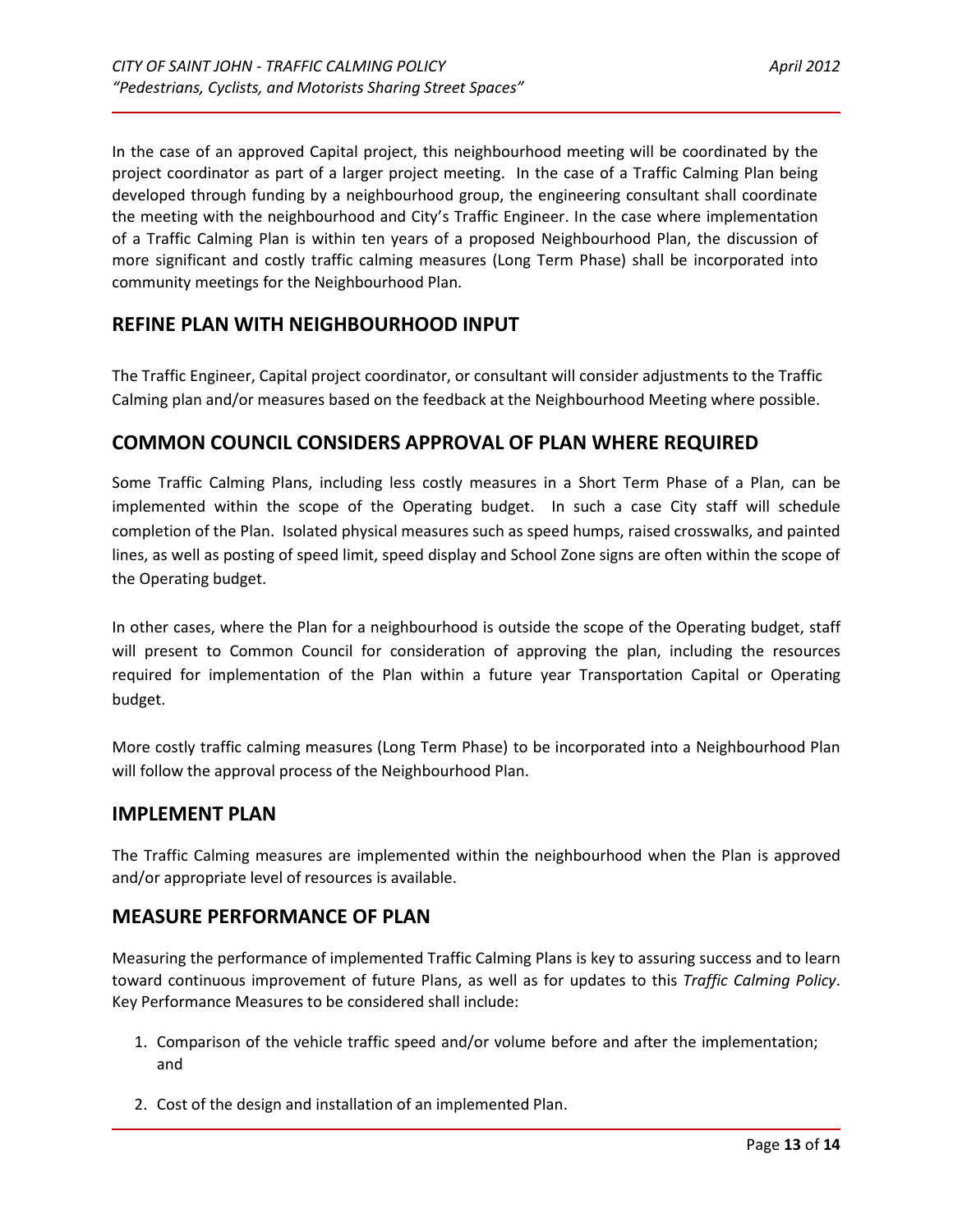In the case of an approved Capital project, this neighbourhood meeting will be coordinated by the project coordinator as part of a larger project meeting. In the case of a Traffic Calming Plan being developed through funding by a neighbourhood group, the engineering consultant shall coordinate the meeting with the neighbourhood and City's Traffic Engineer. In the case where implementation of a Traffic Calming Plan is within ten years of a proposed Neighbourhood Plan, the discussion of more significant and costly traffic calming measures (Long Term Phase) shall be incorporated into community meetings for the Neighbourhood Plan.

## REFINE PLAN WITH NEIGHBOURHOOD INPUT

The Traffic Engineer, Capital project coordinator, or consultant will consider adjustments to the Traffic Calming plan and/or measures based on the feedback at the Neighbourhood Meeting where possible.

## COMMON COUNCIL CONSIDERS APPROVAL OF PLAN WHERE REQUIRED

Some Traffic Calming Plans, including less costly measures in a Short Term Phase of a Plan, can be implemented within the scope of the Operating budget. In such a case City staff will schedule completion of the Plan. Isolated physical measures such as speed humps, raised crosswalks, and painted lines, as well as posting of speed limit, speed display and School Zone signs are often within the scope of the Operating budget.

In other cases, where the Plan for a neighbourhood is outside the scope of the Operating budget, staff will present to Common Council for consideration of approving the plan, including the resources required for implementation of the Plan within a future year Transportation Capital or Operating budget.

More costly traffic calming measures (Long Term Phase) to be incorporated into a Neighbourhood Plan will follow the approval process of the Neighbourhood Plan.

## IMPLEMENT PLAN

The Traffic Calming measures are implemented within the neighbourhood when the Plan is approved and/or appropriate level of resources is available.

## MEASURE PERFORMANCE OF PLAN

Measuring the performance of implemented Traffic Calming Plans is key to assuring success and to learn toward continuous improvement of future Plans, as well as for updates to this *Traffic Calming Policy*. Key Performance Measures to be considered shall include:

1. Comparison of the vehicle traffic speed and/or volume before and after the implementation; and
2. Cost of the design and installation of an implemented Plan.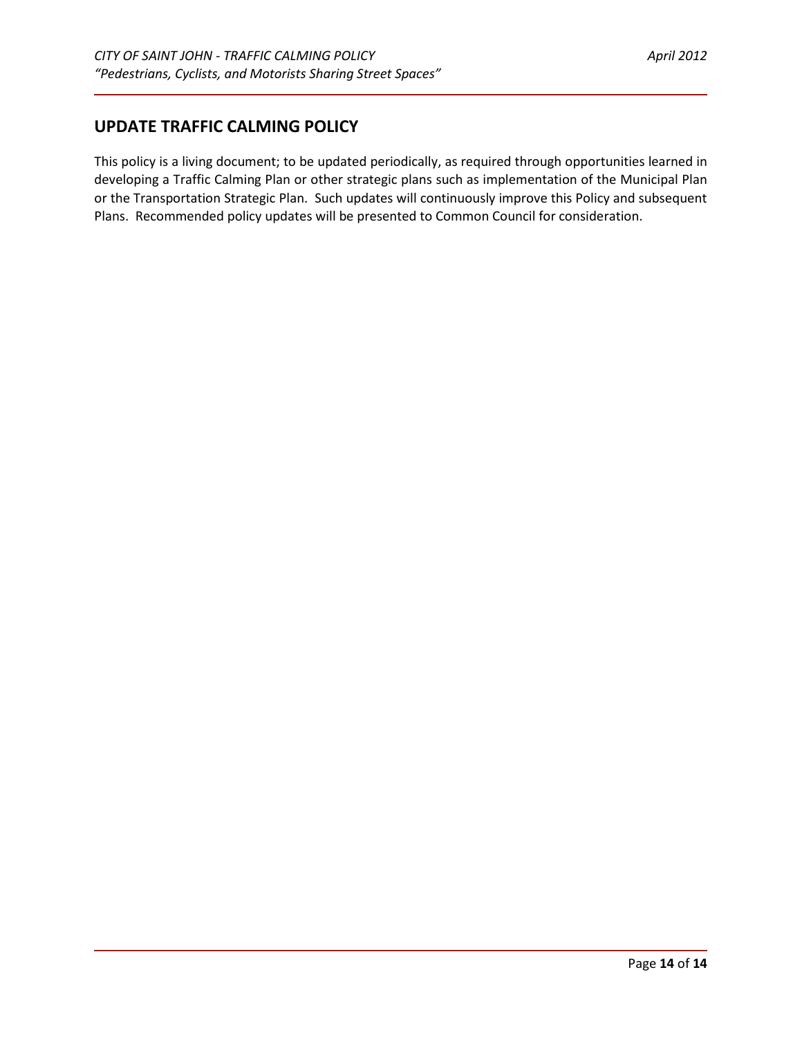## UPDATE TRAFFIC CALMING POLICY

This policy is a living document; to be updated periodically, as required through opportunities learned in developing a Traffic Calming Plan or other strategic plans such as implementation of the Municipal Plan or the Transportation Strategic Plan. Such updates will continuously improve this Policy and subsequent Plans. Recommended policy updates will be presented to Common Council for consideration.